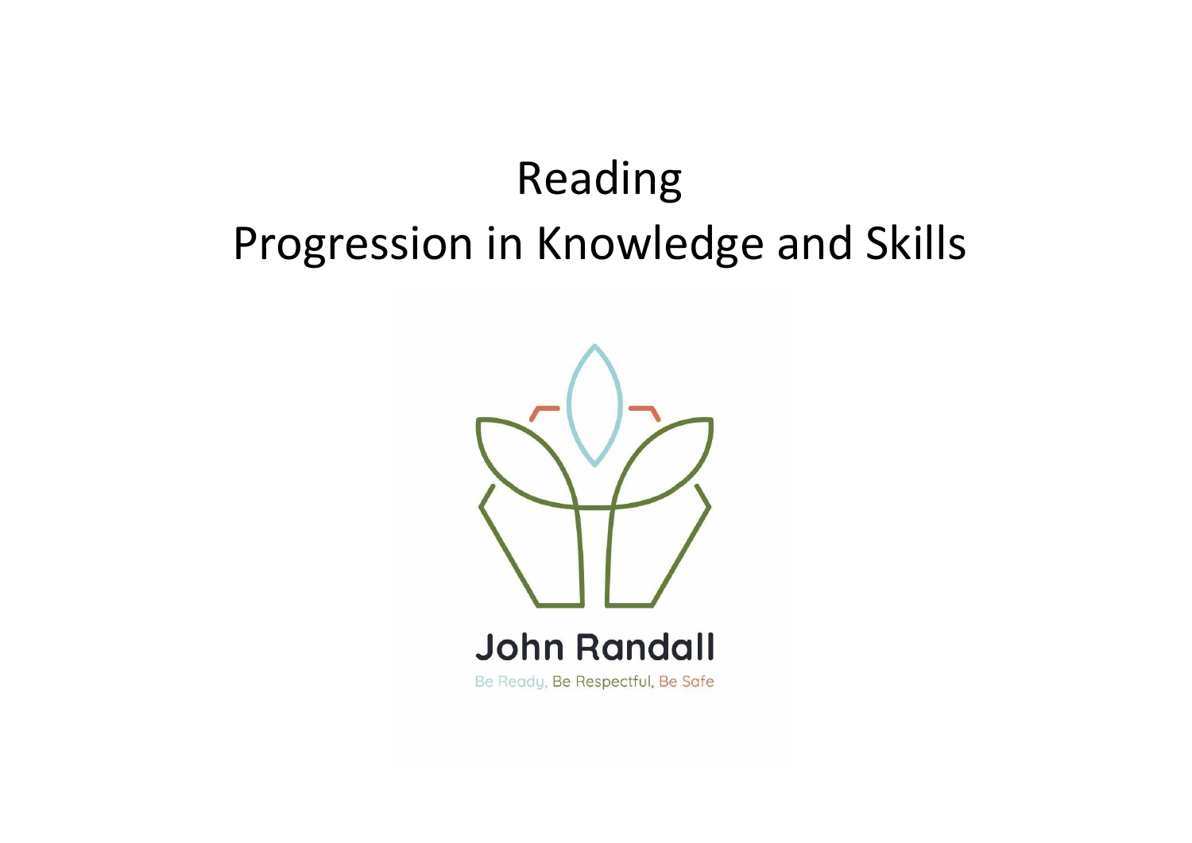# Reading

# Progression in Knowledge and Skills

John Randall

Be Ready, Be Respectful, Be Safe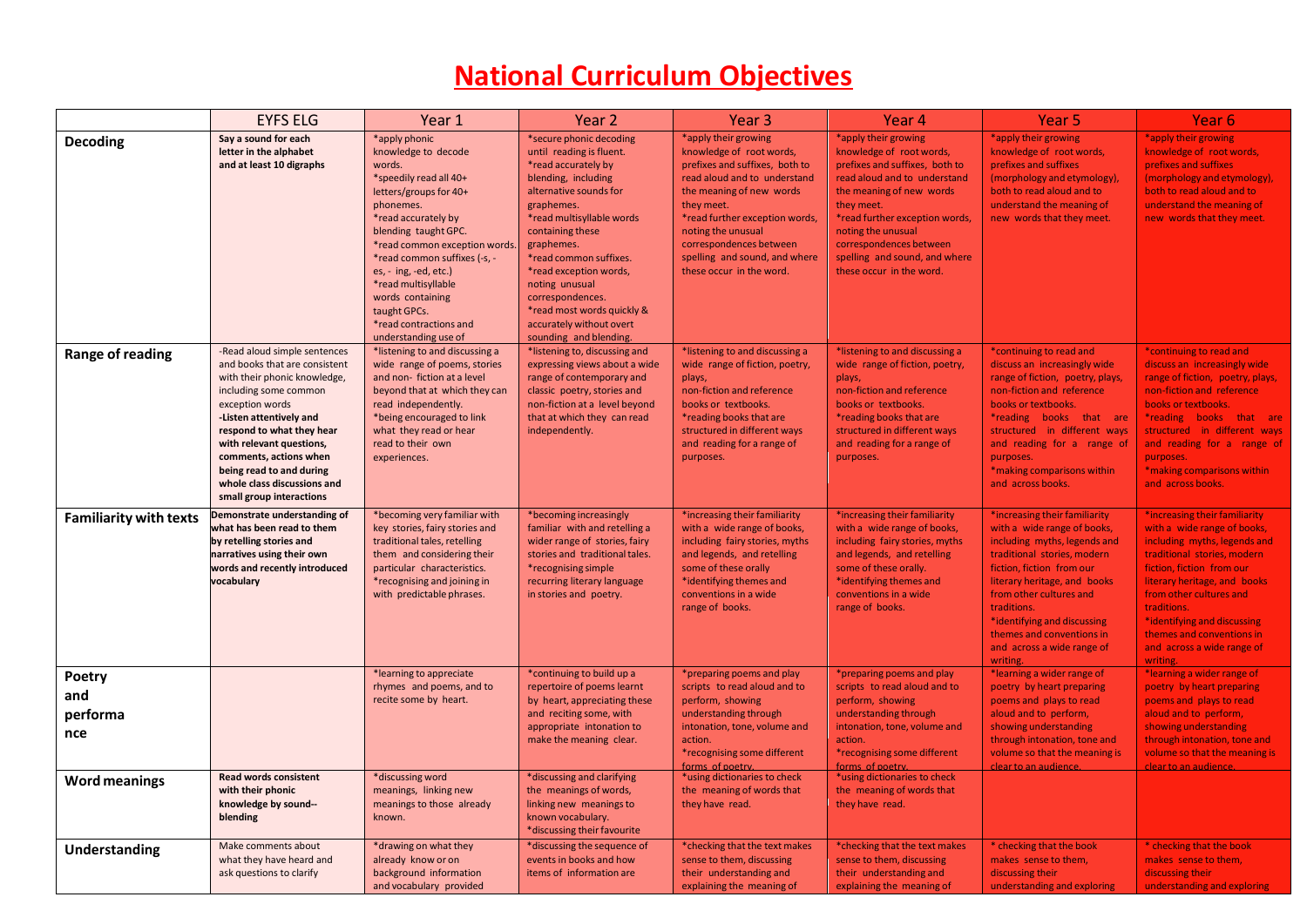# National Curriculum Objectives

| | EYFS ELG | Year 1 | Year 2 | Year 3 | Year 4 | Year 5 | Year 6 |
|---|---|---|---|---|---|---|---|
| **Decoding** | **Say a sound for each letter in the alphabet and at least 10 digraphs** | *apply phonic knowledge to decode words. *speedily read all 40+ letters/groups for 40+ phonemes. *read accurately by blending taught GPC. *read common exception words. *read common suffixes (-s, -es, - ing, -ed, etc.) *read multisyllable words containing taught GPCs. *read contractions and understanding use of | *secure phonic decoding until reading is fluent. *read accurately by blending, including alternative sounds for graphemes. *read multisyllable words containing these graphemes. *read common suffixes. *read exception words, noting unusual correspondences. *read most words quickly & accurately without overt sounding and blending. | *apply their growing knowledge of root words, prefixes and suffixes, both to read aloud and to understand the meaning of new words they meet. *read further exception words, noting the unusual correspondences between spelling and sound, and where these occur in the word. | *apply their growing knowledge of root words, prefixes and suffixes, both to read aloud and to understand the meaning of new words they meet. *read further exception words, noting the unusual correspondences between spelling and sound, and where these occur in the word. | *apply their growing knowledge of root words, prefixes and suffixes (morphology and etymology), both to read aloud and to understand the meaning of new words that they meet. | *apply their growing knowledge of root words, prefixes and suffixes (morphology and etymology), both to read aloud and to understand the meaning of new words that they meet. |
| **Range of reading** | -Read aloud simple sentences and books that are consistent with their phonic knowledge, including some common exception words **-Listen attentively and respond to what they hear with relevant questions, comments, actions when being read to and during whole class discussions and small group interactions** | *listening to and discussing a wide range of poems, stories and non- fiction at a level beyond that at which they can read independently. *being encouraged to link what they read or hear read to their own experiences. | *listening to, discussing and expressing views about a wide range of contemporary and classic poetry, stories and non-fiction at a level beyond that at which they can read independently. | *listening to and discussing a wide range of fiction, poetry, plays, non-fiction and reference books or textbooks. *reading books that are structured in different ways and reading for a range of purposes. | *listening to and discussing a wide range of fiction, poetry, plays, non-fiction and reference books or textbooks. *reading books that are structured in different ways and reading for a range of purposes. | *continuing to read and discuss an increasingly wide range of fiction, poetry, plays, non-fiction and reference books or textbooks. *reading books that are structured in different ways and reading for a range of purposes. *making comparisons within and across books. | *continuing to read and discuss an increasingly wide range of fiction, poetry, plays, non-fiction and reference books or textbooks. *reading books that are structured in different ways and reading for a range of purposes. *making comparisons within and across books. |
| **Familiarity with texts** | **Demonstrate understanding of what has been read to them by retelling stories and narratives using their own words and recently introduced vocabulary** | *becoming very familiar with key stories, fairy stories and traditional tales, retelling them and considering their particular characteristics. *recognising and joining in with predictable phrases. | *becoming increasingly familiar with and retelling a wider range of stories, fairy stories and traditional tales. *recognising simple recurring literary language in stories and poetry. | *increasing their familiarity with a wide range of books, including fairy stories, myths and legends, and retelling some of these orally *identifying themes and conventions in a wide range of books. | *increasing their familiarity with a wide range of books, including fairy stories, myths and legends, and retelling some of these orally. *identifying themes and conventions in a wide range of books. | *increasing their familiarity with a wide range of books, including myths, legends and traditional stories, modern fiction, fiction from our literary heritage, and books from other cultures and traditions. *identifying and discussing themes and conventions in and across a wide range of writing. | *increasing their familiarity with a wide range of books, including myths, legends and traditional stories, modern fiction, fiction from our literary heritage, and books from other cultures and traditions. *identifying and discussing themes and conventions in and across a wide range of writing. |
| **Poetry and performance** | | *learning to appreciate rhymes and poems, and to recite some by heart. | *continuing to build up a repertoire of poems learnt by heart, appreciating these and reciting some, with appropriate intonation to make the meaning clear. | *preparing poems and play scripts to read aloud and to perform, showing understanding through intonation, tone, volume and action. *recognising some different forms of poetry. | *preparing poems and play scripts to read aloud and to perform, showing understanding through intonation, tone, volume and action. *recognising some different forms of poetry. | *learning a wider range of poetry by heart preparing poems and plays to read aloud and to perform, showing understanding through intonation, tone and volume so that the meaning is clear to an audience. | *learning a wider range of poetry by heart preparing poems and plays to read aloud and to perform, showing understanding through intonation, tone and volume so that the meaning is clear to an audience. |
| **Word meanings** | **Read words consistent with their phonic knowledge by sound--blending** | *discussing word meanings, linking new meanings to those already known. | *discussing and clarifying the meanings of words, linking new meanings to known vocabulary. *discussing their favourite | *using dictionaries to check the meaning of words that they have read. | *using dictionaries to check the meaning of words that they have read. | | |
| **Understanding** | Make comments about what they have heard and ask questions to clarify | *drawing on what they already know or on background information and vocabulary provided | *discussing the sequence of events in books and how items of information are | *checking that the text makes sense to them, discussing their understanding and explaining the meaning of | *checking that the text makes sense to them, discussing their understanding and explaining the meaning of | * checking that the book makes sense to them, discussing their understanding and exploring | * checking that the book makes sense to them, discussing their understanding and exploring |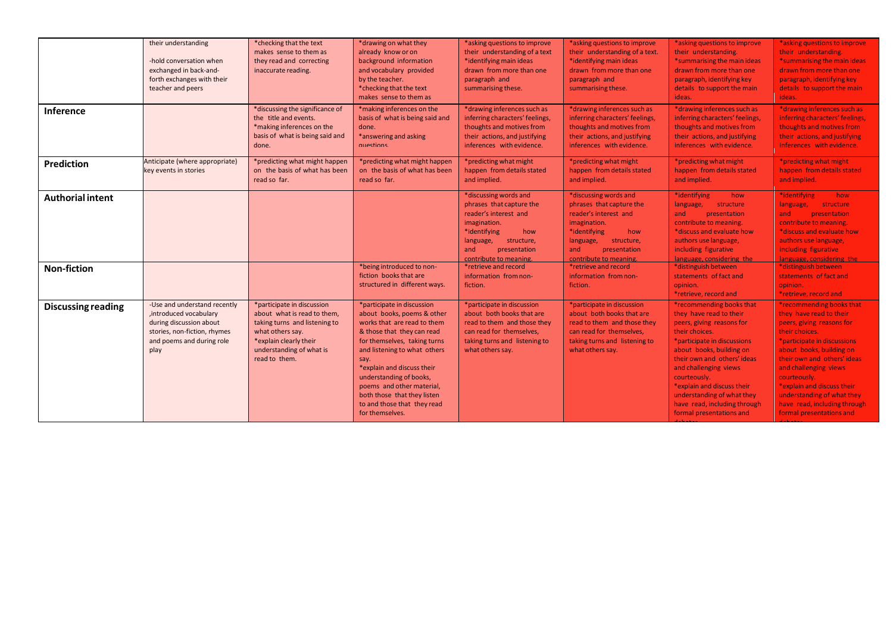| | | | | | | | |
|---|---|---|---|---|---|---|---|
| | their understanding<br><br>-hold conversation when exchanged in back-and-forth exchanges with their teacher and peers | *checking that the text makes sense to them as they read and correcting inaccurate reading. | *drawing on what they already know or on background information and vocabulary provided by the teacher.<br>*checking that the text makes sense to them as | *asking questions to improve their understanding of a text<br>*identifying main ideas drawn from more than one paragraph and summarising these. | *asking questions to improve their understanding of a text.<br>*identifying main ideas drawn from more than one paragraph and summarising these. | *asking questions to improve their understanding.<br>*summarising the main ideas drawn from more than one paragraph, identifying key details to support the main ideas. | *asking questions to improve their understanding.<br>*summarising the main ideas drawn from more than one paragraph, identifying key details to support the main ideas. |
| **Inference** | | *discussing the significance of the title and events.<br>*making inferences on the basis of what is being said and done. | *making inferences on the basis of what is being said and done.<br>*answering and asking questions | *drawing inferences such as inferring characters' feelings, thoughts and motives from their actions, and justifying inferences with evidence. | *drawing inferences such as inferring characters' feelings, thoughts and motives from their actions, and justifying inferences with evidence. | *drawing inferences such as inferring characters' feelings, thoughts and motives from their actions, and justifying inferences with evidence. | *drawing inferences such as inferring characters' feelings, thoughts and motives from their actions, and justifying inferences with evidence. |
| **Prediction** | Anticipate (where appropriate) key events in stories | *predicting what might happen on the basis of what has been read so far. | *predicting what might happen on the basis of what has been read so far. | *predicting what might happen from details stated and implied. | *predicting what might happen from details stated and implied. | *predicting what might happen from details stated and implied. | *predicting what might happen from details stated and implied. |
| **Authorial intent** | | | | *discussing words and phrases that capture the reader's interest and imagination.<br>*identifying how language, structure, and presentation contribute to meaning. | *discussing words and phrases that capture the reader's interest and imagination.<br>*identifying how language, structure, and presentation contribute to meaning. | *identifying how language, structure and presentation contribute to meaning.<br>*discuss and evaluate how authors use language, including figurative language, considering the | *identifying how language, structure and presentation contribute to meaning.<br>*discuss and evaluate how authors use language, including figurative language, considering the |
| **Non-fiction** | | | *being introduced to non-fiction books that are structured in different ways. | *retrieve and record information from non-fiction. | *retrieve and record information from non-fiction. | *distinguish between statements of fact and opinion.<br>*retrieve, record and | *distinguish between statements of fact and opinion.<br>*retrieve, record and |
| **Discussing reading** | -Use and understand recently ,introduced vocabulary during discussion about stories, non-fiction, rhymes and poems and during role play | *participate in discussion about what is read to them, taking turns and listening to what others say.<br>*explain clearly their understanding of what is read to them. | *participate in discussion about books, poems & other works that are read to them & those that they can read for themselves, taking turns and listening to what others say.<br>*explain and discuss their understanding of books, poems and other material, both those that they listen to and those that they read for themselves. | *participate in discussion about both books that are read to them and those they can read for themselves, taking turns and listening to what others say. | *participate in discussion about both books that are read to them and those they can read for themselves, taking turns and listening to what others say. | *recommending books that they have read to their peers, giving reasons for their choices.<br>*participate in discussions about books, building on their own and others' ideas and challenging views courteously.<br>*explain and discuss their understanding of what they have read, including through formal presentations and debates | *recommending books that they have read to their peers, giving reasons for their choices.<br>*participate in discussions about books, building on their own and others' ideas and challenging views courteously.<br>*explain and discuss their understanding of what they have read, including through formal presentations and debates |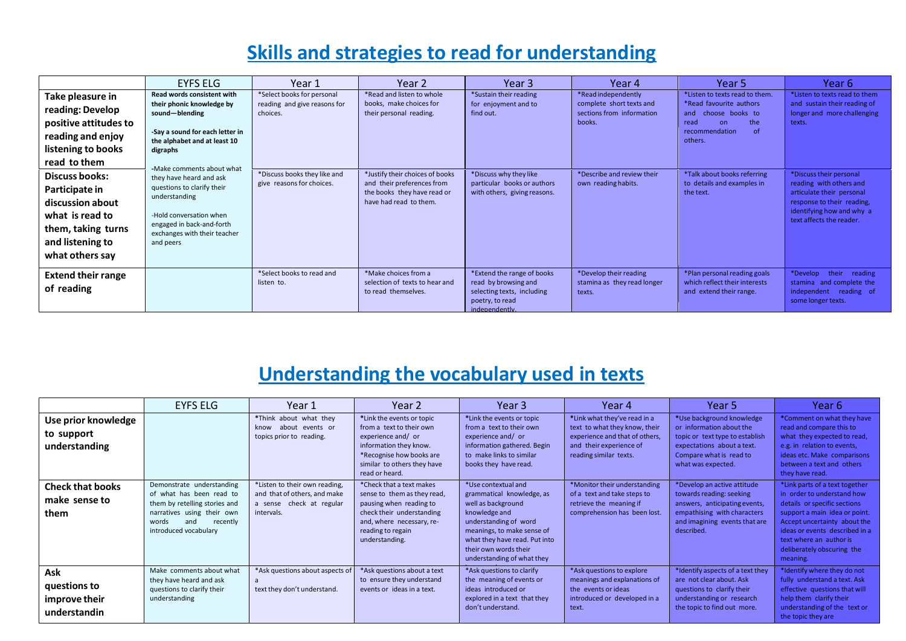# Skills and strategies to read for understanding

| | EYFS ELG | Year 1 | Year 2 | Year 3 | Year 4 | Year 5 | Year 6 |
|---|---|---|---|---|---|---|---|
| **Take pleasure in reading: Develop positive attitudes to reading and enjoy listening to books read to them** | **Read words consistent with their phonic knowledge by sound—blending**<br><br>**-Say a sound for each letter in the alphabet and at least 10 digraphs**<br><br>-Make comments about what they have heard and ask questions to clarify their understanding<br><br>-Hold conversation when engaged in back-and-forth exchanges with their teacher and peers | *Select books for personal reading and give reasons for choices. | *Read and listen to whole books, make choices for their personal reading. | *Sustain their reading for enjoyment and to find out. | *Read independently complete short texts and sections from information books. | *Listen to texts read to them.<br>*Read favourite authors and choose books to read on the recommendation of others. | *Listen to texts read to them and sustain their reading of longer and more challenging texts. |
| **Discuss books: Participate in discussion about what is read to them, taking turns and listening to what others say** | | *Discuss books they like and give reasons for choices. | *Justify their choices of books and their preferences from the books they have read or have had read to them. | *Discuss why they like particular books or authors with others, giving reasons. | *Describe and review their own reading habits. | *Talk about books referring to details and examples in the text. | *Discuss their personal reading with others and articulate their personal response to their reading, identifying how and why a text affects the reader. |
| **Extend their range of reading** | | *Select books to read and listen to. | *Make choices from a selection of texts to hear and to read themselves. | *Extend the range of books read by browsing and selecting texts, including poetry, to read independently. | *Develop their reading stamina as they read longer texts. | *Plan personal reading goals which reflect their interests and extend their range. | *Develop their reading stamina and complete the independent reading of some longer texts. |

# Understanding the vocabulary used in texts

| | EYFS ELG | Year 1 | Year 2 | Year 3 | Year 4 | Year 5 | Year 6 |
|---|---|---|---|---|---|---|---|
| **Use prior knowledge to support understanding** | | *Think about what they know about events or topics prior to reading. | *Link the events or topic from a text to their own experience and/ or information they know.<br>*Recognise how books are similar to others they have read or heard. | *Link the events or topic from a text to their own experience and/ or information gathered. Begin to make links to similar books they have read. | *Link what they've read in a text to what they know, their experience and that of others, and their experience of reading similar texts. | *Use background knowledge or information about the topic or text type to establish expectations about a text. Compare what is read to what was expected. | *Comment on what they have read and compare this to what they expected to read, e.g. in relation to events, ideas etc. Make comparisons between a text and others they have read. |
| **Check that books make sense to them** | Demonstrate understanding of what has been read to them by retelling stories and narratives using their own words and recently introduced vocabulary | *Listen to their own reading, and that of others, and make a sense check at regular intervals. | *Check that a text makes sense to them as they read, pausing when reading to check their understanding and, where necessary, re-reading to regain understanding. | *Use contextual and grammatical knowledge, as well as background knowledge and understanding of word meanings, to make sense of what they have read. Put into their own words their understanding of what they | *Monitor their understanding of a text and take steps to retrieve the meaning if comprehension has been lost. | *Develop an active attitude towards reading: seeking answers, anticipating events, empathising with characters and imagining events that are described. | *Link parts of a text together in order to understand how details or specific sections support a main idea or point. Accept uncertainty about the ideas or events described in a text where an author is deliberately obscuring the meaning. |
| **Ask questions to improve their understandin** | Make comments about what they have heard and ask questions to clarify their understanding | *Ask questions about aspects of a text they don't understand. | *Ask questions about a text to ensure they understand events or ideas in a text. | *Ask questions to clarify the meaning of events or ideas introduced or explored in a text that they don't understand. | *Ask questions to explore meanings and explanations of the events or ideas introduced or developed in a text. | *Identify aspects of a text they are not clear about. Ask questions to clarify their understanding or research the topic to find out more. | *Identify where they do not fully understand a text. Ask effective questions that will help them clarify their understanding of the text or the topic they are |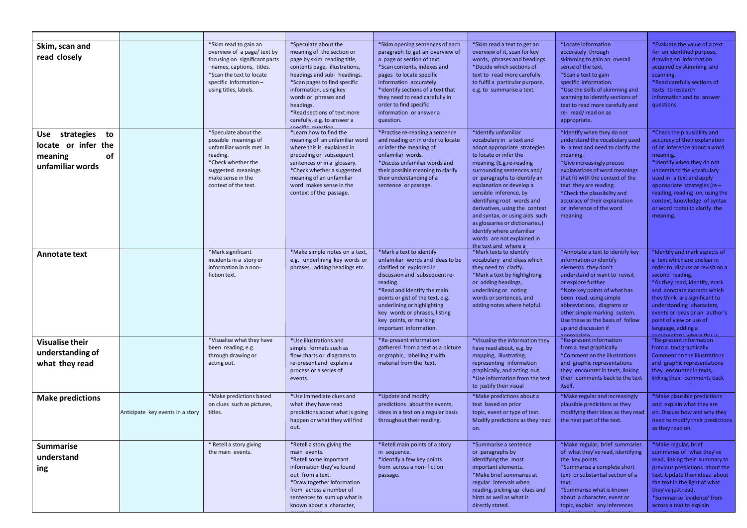| | | | | | | | |
|---|---|---|---|---|---|---|---|
| **Skim, scan and read closely** | | *Skim read to gain an overview of a page/ text by focusing on significant parts –names, captions, titles. *Scan the text to locate specific information – using titles, labels. | *Speculate about the meaning of the section or page by skim reading title, contents page, illustrations, headings and sub- headings. *Scan pages to find specific information, using key words or phrases and headings. *Read sections of text more carefully, e.g. to answer a specific question. | *Skim opening sentences of each paragraph to get an overview of a page or section of text. *Scan contents, indexes and pages to locate specific information accurately. *Identify sections of a text that they need to read carefully in order to find specific information or answer a question. | *Skim read a text to get an overview of it, scan for key words, phrases and headings. *Decide which sections of text to read more carefully to fulfil a particular purpose, e.g. to summarise a text. | *Locate information accurately through skimming to gain an overall sense of the text. *Scan a text to gain specific information. *Use the skills of skimming and scanning to identify sections of text to read more carefully and re- read/ read on as appropriate. | *Evaluate the value of a text for an identified purpose, drawing on information acquired by skimming and scanning. *Read carefully sections of texts to research information and to answer questions. |
| **Use strategies to locate or infer the meaning of unfamiliar words** | | *Speculate about the possible meanings of unfamiliar words met in reading. *Check whether the suggested meanings make sense in the context of the text. | *Learn how to find the meaning of an unfamiliar word where this is explained in preceding or subsequent sentences or in a glossary. *Check whether a suggested meaning of an unfamiliar word makes sense in the context of the passage. | *Practise re-reading a sentence and reading on in order to locate or infer the meaning of unfamiliar words. *Discuss unfamiliar words and their possible meaning to clarify their understanding of a sentence or passage. | *Identify unfamiliar vocabulary in a text and adopt appropriate strategies to locate or infer the meaning. (E.g.re-reading surrounding sentences and/ or paragraphs to identify an explanation or develop a sensible inference, by identifying root words and derivatives, using the context and syntax, or using aids such as glossaries or dictionaries.) Identify where unfamiliar words are not explained in the text and where a | *Identify when they do not understand the vocabulary used in a text and need to clarify the meaning. *Give increasingly precise explanations of word meanings that fit with the context of the text they are reading. *Check the plausibility and accuracy of their explanation or inference of the word meaning. | *Check the plausibility and accuracy of their explanation of or inference about a word meaning. *Identify when they do not understand the vocabulary used in a text and apply appropriate strategies (re – reading, reading on, using the context, knowledge of syntax or word roots) to clarify the meaning. |
| **Annotate text** | | *Mark significant incidents in a story or information in a non-fiction text. | *Make simple notes on a text, e.g. underlining key words or phrases, adding headings etc. | *Mark a text to identify unfamiliar words and ideas to be clarified or explored in discussion and subsequent re-reading. *Read and identify the main points or gist of the text, e.g. underlining or highlighting key words or phrases, listing key points, or marking important information. | *Mark texts to identify vocabulary and ideas which they need to clarify. *Mark a text by highlighting or adding headings, underlining or noting words or sentences, and adding notes where helpful. | *Annotate a text to identify key information or identify elements they don't understand or want to revisit or explore further. *Note key points of what has been read, using simple abbreviations, diagrams or other simple marking system. Use these as the basis of follow up and discussion if appropriate. | *Identify and mark aspects of a text which are unclear in order to discuss or revisit on a second reading. *As they read, identify, mark and annotate extracts which they think are significant to understanding characters, events or ideas or an author's point of view or language, adding a commentary where this is |
| **Visualise their understanding of what they read** | | *Visualise what they have been reading, e.g. through drawing or acting out. | *Use illustrations and simple formats such as flow charts or diagrams to re-present and explain a process or a series of events. | *Re-present information gathered from a text as a picture or graphic, labelling it with material from the text. | *Visualise the information they have read about, e.g. by mapping, illustrating, representing information graphically, and acting out. *Use information from the text to justify their visual | *Re-present information from a text graphically. *Comment on the illustrations and graphic representations they encounter in texts, linking their comments back to the text itself. | *Re-present information from a text graphically. Comment on the illustrations and graphic representations they encounter in texts, linking their comments back |
| **Make predictions** | Anticipate key events in a story | *Make predictions based on clues such as pictures, titles. | *Use immediate clues and what they have read predictions about what is going happen or what they will find out. | *Update and modify predictions about the events, ideas in a text on a regular basis throughout their reading. | *Make predictions about a text based on prior topic, event or type of text. Modify predictions as they read on. | *Make regular and increasingly plausible predictions as they modifying their ideas as they read the next part of the text. | *Make plausible predictions and explain what they are on. Discuss how and why they need to modify their predictions as they read on. |
| **Summarise understanding** | | * Retell a story giving the main events. | *Retell a story giving the main events. *Retell some important information they've found out from a text. *Draw together information from across a number of sentences to sum up what is known about a character, event or idea | *Retell main points of a story in sequence. *Identify a few key points from across a non- fiction passage. | *Summarise a sentence or paragraphs by identifying the most important elements. *Make brief summaries at regular intervals when reading, picking up clues and hints as well as what is directly stated. | *Make regular, brief summaries of what they've read, identifying the key points. *Summarise a complete short text or substantial section of a text. *Summarise what is known about a character, event or topic, explain any inferences and opinions by reference to | *Make regular, brief summaries of what they've read, linking their summary to previous predictions about the text. Update their ideas about the text in the light of what they've just read. *Summarise 'evidence' from across a text to explain events or ideas |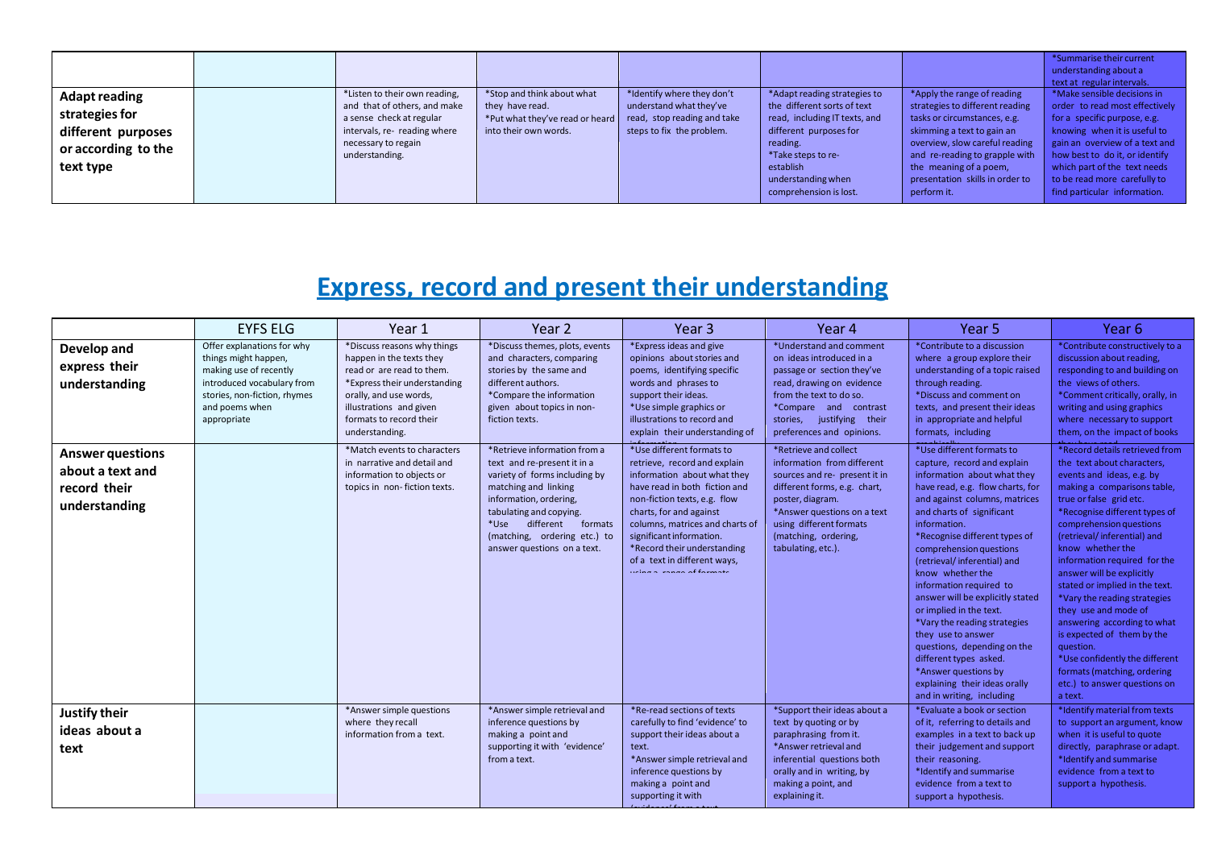| | | | | | | | |
|---|---|---|---|---|---|---|---|
| | | | | | | | *Summarise their current understanding about a text at regular intervals. |
| **Adapt reading strategies for different purposes or according to the text type** | | *Listen to their own reading, and that of others, and make a sense check at regular intervals, re- reading where necessary to regain understanding. | *Stop and think about what they have read. *Put what they've read or heard into their own words. | *Identify where they don't understand what they've read, stop reading and take steps to fix the problem. | *Adapt reading strategies to the different sorts of text read, including IT texts, and different purposes for reading. *Take steps to re-establish understanding when comprehension is lost. | *Apply the range of reading strategies to different reading tasks or circumstances, e.g. skimming a text to gain an overview, slow careful reading and re-reading to grapple with the meaning of a poem, presentation skills in order to perform it. | *Make sensible decisions in order to read most effectively for a specific purpose, e.g. knowing when it is useful to gain an overview of a text and how best to do it, or identify which part of the text needs to be read more carefully to find particular information. |

# Express, record and present their understanding

| | EYFS ELG | Year 1 | Year 2 | Year 3 | Year 4 | Year 5 | Year 6 |
|---|---|---|---|---|---|---|---|
| **Develop and express their understanding** | Offer explanations for why things might happen, making use of recently introduced vocabulary from stories, non-fiction, rhymes and poems when appropriate | *Discuss reasons why things happen in the texts they read or are read to them. *Express their understanding orally, and use words, illustrations and given formats to record their understanding. | *Discuss themes, plots, events and characters, comparing stories by the same and different authors. *Compare the information given about topics in non-fiction texts. | *Express ideas and give opinions about stories and poems, identifying specific words and phrases to support their ideas. *Use simple graphics or illustrations to record and explain their understanding of information | *Understand and comment on ideas introduced in a passage or section they've read, drawing on evidence from the text to do so. *Compare and contrast stories, justifying their preferences and opinions. | *Contribute to a discussion where a group explore their understanding of a topic raised through reading. *Discuss and comment on texts, and present their ideas in appropriate and helpful formats, including graphically. | *Contribute constructively to a discussion about reading, responding to and building on the views of others. *Comment critically, orally, in writing and using graphics where necessary to support them, on the impact of books they have read. |
| **Answer questions about a text and record their understanding** | | *Match events to characters in narrative and detail and information to objects or topics in non- fiction texts. | *Retrieve information from a text and re-present it in a variety of forms including by matching and linking information, ordering, tabulating and copying. *Use different formats (matching, ordering etc.) to answer questions on a text. | *Use different formats to retrieve, record and explain information about what they have read in both fiction and non-fiction texts, e.g. flow charts, for and against columns, matrices and charts of significant information. *Record their understanding of a text in different ways, using a range of formats. | *Retrieve and collect information from different sources and re- present it in different forms, e.g. chart, poster, diagram. *Answer questions on a text using different formats (matching, ordering, tabulating, etc.). | *Use different formats to capture, record and explain information about what they have read, e.g. flow charts, for and against columns, matrices and charts of significant information. *Recognise different types of comprehension questions (retrieval/ inferential) and know whether the information required to answer will be explicitly stated or implied in the text. *Vary the reading strategies they use to answer questions, depending on the different types asked. *Answer questions by explaining their ideas orally and in writing, including | *Record details retrieved from the text about characters, events and ideas, e.g. by making a comparisons table, true or false grid etc. *Recognise different types of comprehension questions (retrieval/ inferential) and know whether the information required for the answer will be explicitly stated or implied in the text. *Vary the reading strategies they use and mode of answering according to what is expected of them by the question. *Use confidently the different formats (matching, ordering etc.) to answer questions on a text. |
| **Justify their ideas about a text** | | *Answer simple questions where they recall information from a text. | *Answer simple retrieval and inference questions by making a point and supporting it with 'evidence' from a text. | *Re-read sections of texts carefully to find 'evidence' to support their ideas about a text. *Answer simple retrieval and inference questions by making a point and supporting it with 'evidence' from a text. | *Support their ideas about a text by quoting or by paraphrasing from it. *Answer retrieval and inferential questions both orally and in writing, by making a point, and explaining it. | *Evaluate a book or section of it, referring to details and examples in a text to back up their judgement and support their reasoning. *Identify and summarise evidence from a text to support a hypothesis. | *Identify material from texts to support an argument, know when it is useful to quote directly, paraphrase or adapt. *Identify and summarise evidence from a text to support a hypothesis. |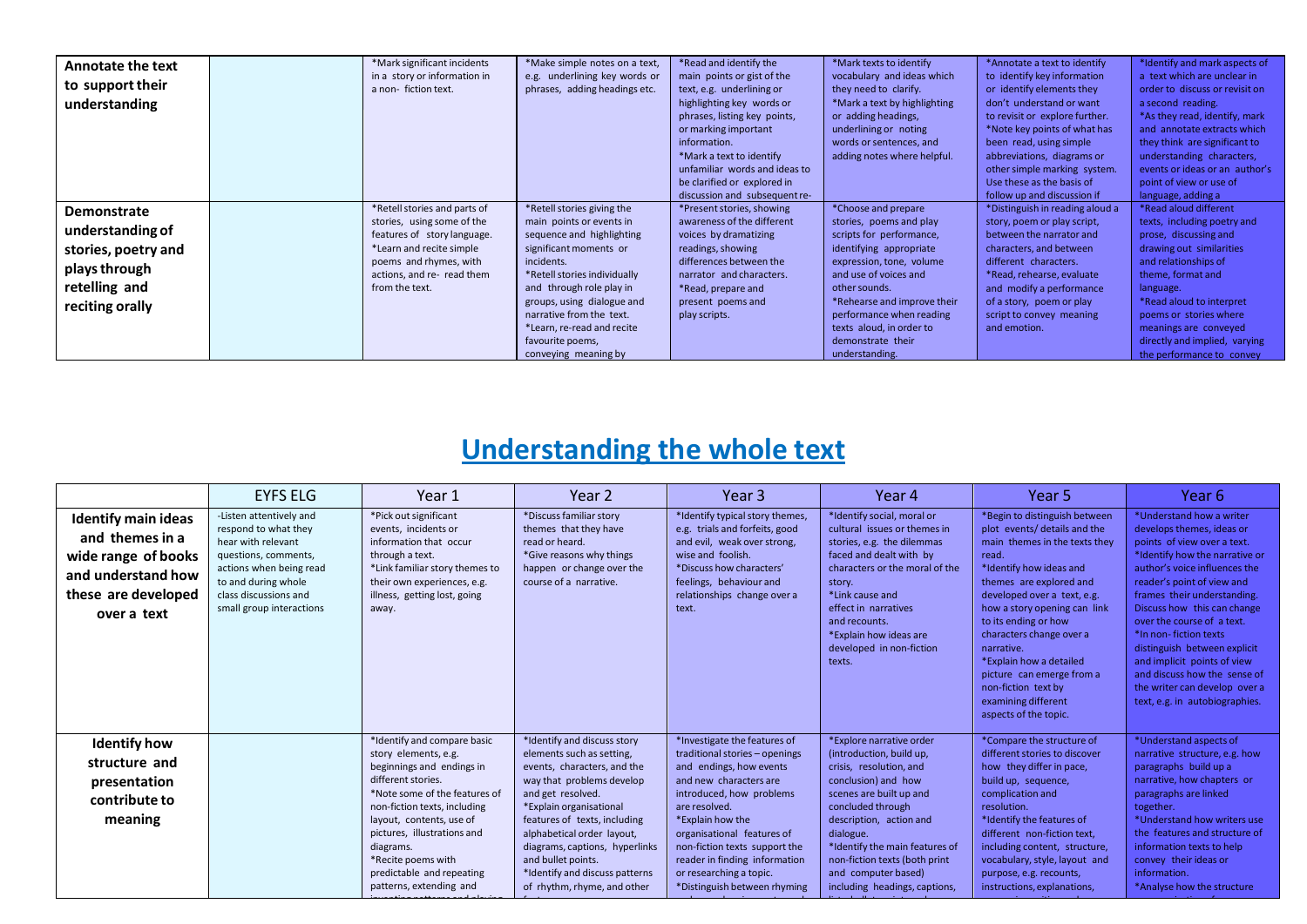| Annotate the text to support their understanding | | *Mark significant incidents in a story or information in a non- fiction text. | *Make simple notes on a text, e.g. underlining key words or phrases, adding headings etc. | *Read and identify the main points or gist of the text, e.g. underlining or highlighting key words or phrases, listing key points, or marking important information. *Mark a text to identify unfamiliar words and ideas to be clarified or explored in discussion and subsequent re- | *Mark texts to identify vocabulary and ideas which they need to clarify. *Mark a text by highlighting or adding headings, underlining or noting words or sentences, and adding notes where helpful. | *Annotate a text to identify to identify key information or identify elements they don't understand or want to revisit or explore further. *Note key points of what has been read, using simple abbreviations, diagrams or other simple marking system. Use these as the basis of follow up and discussion if | *Identify and mark aspects of a text which are unclear in order to discuss or revisit on a second reading. *As they read, identify, mark and annotate extracts which they think are significant to understanding characters, events or ideas or an author's point of view or use of language, adding a |
|---|---|---|---|---|---|---|---|
| Demonstrate understanding of stories, poetry and plays through retelling and reciting orally | | *Retell stories and parts of stories, using some of the features of story language. *Learn and recite simple poems and rhymes, with actions, and re- read them from the text. | *Retell stories giving the main points or events in sequence and highlighting significant moments or incidents. *Retell stories individually and through role play in groups, using dialogue and narrative from the text. *Learn, re-read and recite favourite poems, conveying meaning by | *Present stories, showing awareness of the different voices by dramatizing readings, showing differences between the narrator and characters. *Read, prepare and present poems and play scripts. | *Choose and prepare stories, poems and play scripts for performance, identifying appropriate expression, tone, volume and use of voices and other sounds. *Rehearse and improve their performance when reading texts aloud, in order to demonstrate their understanding. | *Distinguish in reading aloud a story, poem or play script, between the narrator and characters, and between different characters. *Read, rehearse, evaluate and modify a performance of a story, poem or play script to convey meaning and emotion. | *Read aloud different texts, including poetry and prose, discussing and drawing out similarities and relationships of theme, format and language. *Read aloud to interpret poems or stories where meanings are conveyed directly and implied, varying the performance to convey |

# Understanding the whole text

| | EYFS ELG | Year 1 | Year 2 | Year 3 | Year 4 | Year 5 | Year 6 |
|---|---|---|---|---|---|---|---|
| Identify main ideas and themes in a wide range of books and understand how these are developed over a text | -Listen attentively and respond to what they hear with relevant questions, comments, actions when being read to and during whole class discussions and small group interactions | *Pick out significant events, incidents or information that occur through a text. *Link familiar story themes to their own experiences, e.g. illness, getting lost, going away. | *Discuss familiar story themes that they have read or heard. *Give reasons why things happen or change over the course of a narrative. | *Identify typical story themes, e.g. trials and forfeits, good and evil, weak over strong, wise and foolish. *Discuss how characters' feelings, behaviour and relationships change over a text. | *Identify social, moral or cultural issues or themes in stories, e.g. the dilemmas faced and dealt with by characters or the moral of the story. *Link cause and effect in narratives and recounts. *Explain how ideas are developed in non-fiction texts. | *Begin to distinguish between plot events/ details and the main themes in the texts they read. *Identify how ideas and themes are explored and developed over a text, e.g. how a story opening can link to its ending or how characters change over a narrative. *Explain how a detailed picture can emerge from a non-fiction text by examining different aspects of the topic. | *Understand how a writer develops themes, ideas or points of view over a text. *Identify how the narrative or author's voice influences the reader's point of view and frames their understanding. Discuss how this can change over the course of a text. *In non- fiction texts distinguish between explicit and implicit points of view and discuss how the sense of the writer can develop over a text, e.g. in autobiographies. |
| Identify how structure and presentation contribute to meaning | | *Identify and compare basic story elements, e.g. beginnings and endings in different stories. *Note some of the features of non-fiction texts, including layout, contents, use of pictures, illustrations and diagrams. *Recite poems with predictable and repeating patterns, extending and | *Identify and discuss story elements such as setting, events, characters, and the way that problems develop and get resolved. *Explain organisational features of texts, including alphabetical order layout, diagrams, captions, hyperlinks and bullet points. *Identify and discuss patterns of rhythm, rhyme, and other | *Investigate the features of traditional stories – openings and endings, how events and new characters are introduced, how problems are resolved. *Explain how the organisational features of non-fiction texts support the reader in finding information or researching a topic. *Distinguish between rhyming | *Explore narrative order (introduction, build up, crisis, resolution, and conclusion) and how scenes are built up and concluded through description, action and dialogue. *Identify the main features of non-fiction texts (both print and computer based) including headings, captions, | *Compare the structure of different stories to discover how they differ in pace, build up, sequence, complication and resolution. *Identify the features of different non-fiction text, including content, structure, vocabulary, style, layout and purpose, e.g. recounts, instructions, explanations, | *Understand aspects of narrative structure, e.g. how paragraphs build up a narrative, how chapters or paragraphs are linked together. *Understand how writers use the features and structure of information texts to help convey their ideas or information. *Analyse how the structure |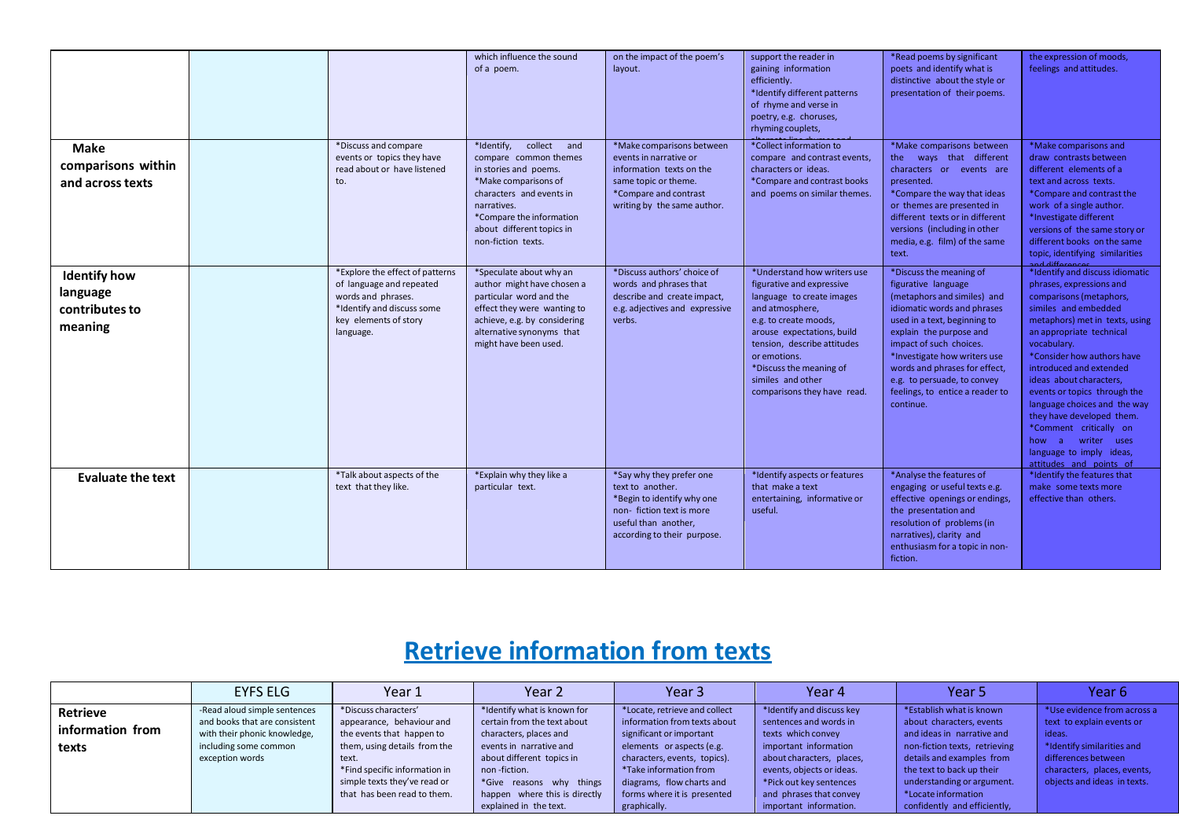| | | | | | | | |
|---|---|---|---|---|---|---|---|
| | | | which influence the sound of a poem. | on the impact of the poem's layout. | support the reader in gaining information efficiently. *Identify different patterns of rhyme and verse in poetry, e.g. choruses, rhyming couplets, alternate line rhymes and | *Read poems by significant poets and identify what is distinctive about the style or presentation of their poems. | the expression of moods, feelings and attitudes. |
| **Make comparisons within and across texts** | | *Discuss and compare events or topics they have read about or have listened to. | *Identify, collect and compare common themes in stories and poems. *Make comparisons of characters and events in narratives. *Compare the information about different topics in non-fiction texts. | *Make comparisons between events in narrative or information texts on the same topic or theme. *Compare and contrast writing by the same author. | *Collect information to compare and contrast events, characters or ideas. *Compare and contrast books and poems on similar themes. | *Make comparisons between the ways that different characters or events are presented. *Compare the way that ideas or themes are presented in different texts or in different versions (including in other media, e.g. film) of the same text. | *Make comparisons and draw contrasts between different elements of a text and across texts. *Compare and contrast the work of a single author. *Investigate different versions of the same story or different books on the same topic, identifying similarities and differences. |
| **Identify how language contributes to meaning** | | *Explore the effect of patterns of language and repeated words and phrases. *Identify and discuss some key elements of story language. | *Speculate about why an author might have chosen a particular word and the effect they were wanting to achieve, e.g. by considering alternative synonyms that might have been used. | *Discuss authors' choice of words and phrases that describe and create impact, e.g. adjectives and expressive verbs. | *Understand how writers use figurative and expressive language to create images and atmosphere, e.g. to create moods, arouse expectations, build tension, describe attitudes or emotions. *Discuss the meaning of similes and other comparisons they have read. | *Discuss the meaning of figurative language (metaphors and similes) and idiomatic words and phrases used in a text, beginning to explain the purpose and impact of such choices. *Investigate how writers use words and phrases for effect, e.g. to persuade, to convey feelings, to entice a reader to continue. | *Identify and discuss idiomatic phrases, expressions and comparisons (metaphors, similes and embedded metaphors) met in texts, using an appropriate technical vocabulary. *Consider how authors have introduced and extended ideas about characters, events or topics through the language choices and the way they have developed them. *Comment critically on how a writer uses language to imply ideas, attitudes and points of |
| **Evaluate the text** | | *Talk about aspects of the text that they like. | *Explain why they like a particular text. | *Say why they prefer one text to another. *Begin to identify why one non- fiction text is more useful than another, according to their purpose. | *Identify aspects or features that make a text entertaining, informative or useful. | *Analyse the features of engaging or useful texts e.g. effective openings or endings, the presentation and resolution of problems (in narratives), clarity and enthusiasm for a topic in non-fiction. | *Identify the features that make some texts more effective than others. |

# Retrieve information from texts

| | EYFS ELG | Year 1 | Year 2 | Year 3 | Year 4 | Year 5 | Year 6 |
|---|---|---|---|---|---|---|---|
| **Retrieve information from texts** | -Read aloud simple sentences and books that are consistent with their phonic knowledge, including some common exception words | *Discuss characters' appearance, behaviour and the events that happen to them, using details from the text. *Find specific information in simple texts they've read or that has been read to them. | *Identify what is known for certain from the text about characters, places and events in narrative and about different topics in non -fiction. *Give reasons why things happen where this is directly explained in the text. | *Locate, retrieve and collect information from texts about significant or important elements or aspects (e.g. characters, events, topics). *Take information from diagrams, flow charts and forms where it is presented graphically. | *Identify and discuss key sentences and words in texts which convey important information about characters, places, events, objects or ideas. *Pick out key sentences and phrases that convey important information. | *Establish what is known about characters, events and ideas in narrative and non-fiction texts, retrieving details and examples from the text to back up their understanding or argument. *Locate information confidently and efficiently, | *Use evidence from across a text to explain events or ideas. *Identify similarities and differences between characters, places, events, objects and ideas in texts. |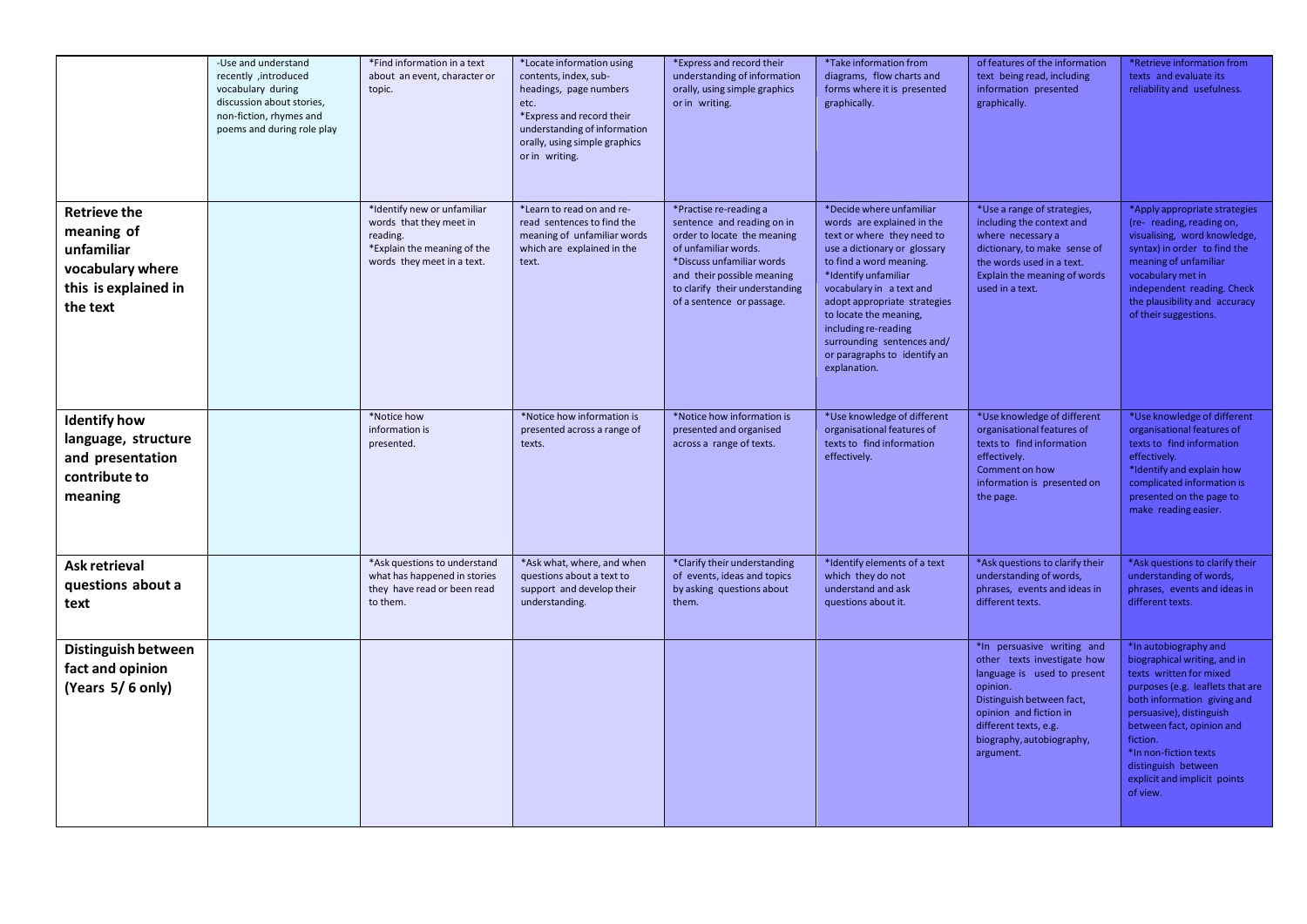|  |  |  |  |  |  |  |  |
|---|---|---|---|---|---|---|---|
|  | -Use and understand recently ,introduced vocabulary during discussion about stories, non-fiction, rhymes and poems and during role play | *Find information in a text about an event, character or topic. | *Locate information using contents, index, sub-headings, page numbers etc. *Express and record their understanding of information orally, using simple graphics or in writing. | *Express and record their understanding of information orally, using simple graphics or in writing. | *Take information from diagrams, flow charts and forms where it is presented graphically. | of features of the information text being read, including information presented graphically. | *Retrieve information from texts and evaluate its reliability and usefulness. |
| **Retrieve the meaning of unfamiliar vocabulary where this is explained in the text** |  | *Identify new or unfamiliar words that they meet in reading. *Explain the meaning of the words they meet in a text. | *Learn to read on and re-read sentences to find the meaning of unfamiliar words which are explained in the text. | *Practise re-reading a sentence and reading on in order to locate the meaning of unfamiliar words. *Discuss unfamiliar words and their possible meaning to clarify their understanding of a sentence or passage. | *Decide where unfamiliar words are explained in the text or where they need to use a dictionary or glossary to find a word meaning. *Identify unfamiliar vocabulary in a text and adopt appropriate strategies to locate the meaning, including re-reading surrounding sentences and/ or paragraphs to identify an explanation. | *Use a range of strategies, including the context and where necessary a dictionary, to make sense of the words used in a text. Explain the meaning of words used in a text. | *Apply appropriate strategies (re- reading, reading on, visualising, word knowledge, syntax) in order to find the meaning of unfamiliar vocabulary met in independent reading. Check the plausibility and accuracy of their suggestions. |
| **Identify how language, structure and presentation contribute to meaning** |  | *Notice how information is presented. | *Notice how information is presented across a range of texts. | *Notice how information is presented and organised across a range of texts. | *Use knowledge of different organisational features of texts to find information effectively. | *Use knowledge of different organisational features of texts to find information effectively. Comment on how information is presented on the page. | *Use knowledge of different organisational features of texts to find information effectively. *Identify and explain how complicated information is presented on the page to make reading easier. |
| **Ask retrieval questions about a text** |  | *Ask questions to understand what has happened in stories they have read or been read to them. | *Ask what, where, and when questions about a text to support and develop their understanding. | *Clarify their understanding of events, ideas and topics by asking questions about them. | *Identify elements of a text which they do not understand and ask questions about it. | *Ask questions to clarify their understanding of words, phrases, events and ideas in different texts. | *Ask questions to clarify their understanding of words, phrases, events and ideas in different texts. |
| **Distinguish between fact and opinion (Years 5/ 6 only)** |  |  |  |  |  | *In persuasive writing and other texts investigate how language is used to present opinion. Distinguish between fact, opinion and fiction in different texts, e.g. biography, autobiography, argument. | *In autobiography and biographical writing, and in texts written for mixed purposes (e.g. leaflets that are both information giving and persuasive), distinguish between fact, opinion and fiction. *In non-fiction texts distinguish between explicit and implicit points of view. |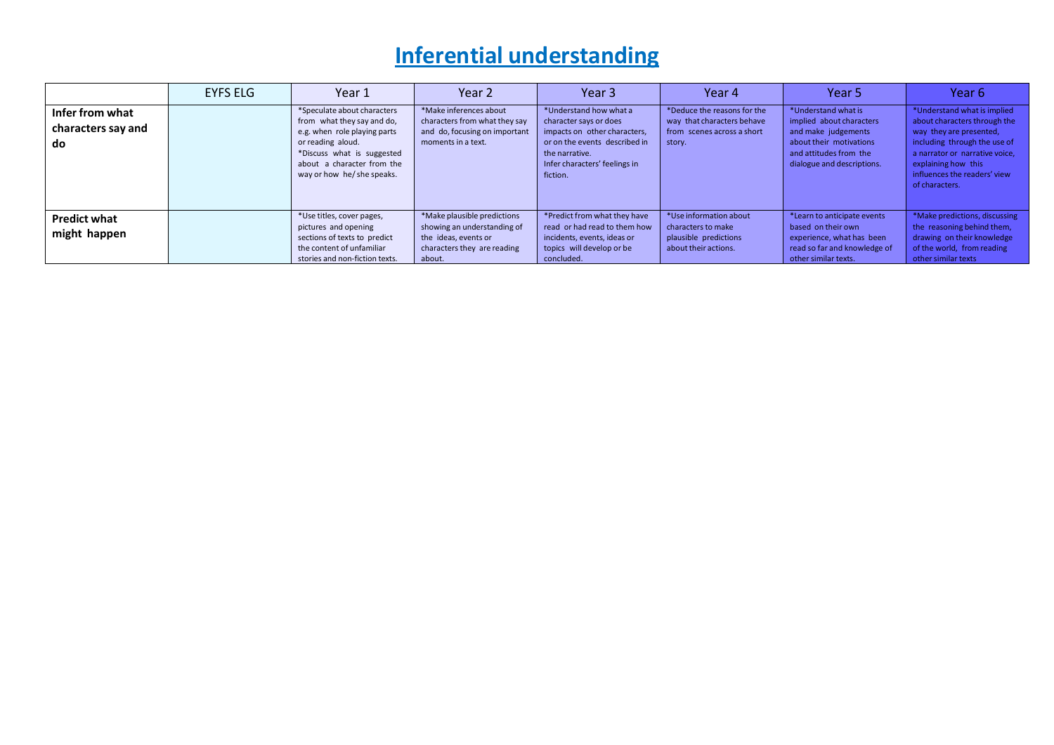# Inferential understanding

| | EYFS ELG | Year 1 | Year 2 | Year 3 | Year 4 | Year 5 | Year 6 |
|---|---|---|---|---|---|---|---|
| **Infer from what characters say and do** | | *Speculate about characters from what they say and do, e.g. when role playing parts or reading aloud. *Discuss what is suggested about a character from the way or how he/ she speaks. | *Make inferences about characters from what they say and do, focusing on important moments in a text. | *Understand how what a character says or does impacts on other characters, or on the events described in the narrative. Infer characters' feelings in fiction. | *Deduce the reasons for the way that characters behave from scenes across a short story. | *Understand what is implied about characters and make judgements about their motivations and attitudes from the dialogue and descriptions. | *Understand what is implied about characters through the way they are presented, including through the use of a narrator or narrative voice, explaining how this influences the readers' view of characters. |
| **Predict what might happen** | | *Use titles, cover pages, pictures and opening sections of texts to predict the content of unfamiliar stories and non-fiction texts. | *Make plausible predictions showing an understanding of the ideas, events or characters they are reading about. | *Predict from what they have read or had read to them how incidents, events, ideas or topics will develop or be concluded. | *Use information about characters to make plausible predictions about their actions. | *Learn to anticipate events based on their own experience, what has been read so far and knowledge of other similar texts. | *Make predictions, discussing the reasoning behind them, drawing on their knowledge of the world, from reading other similar texts |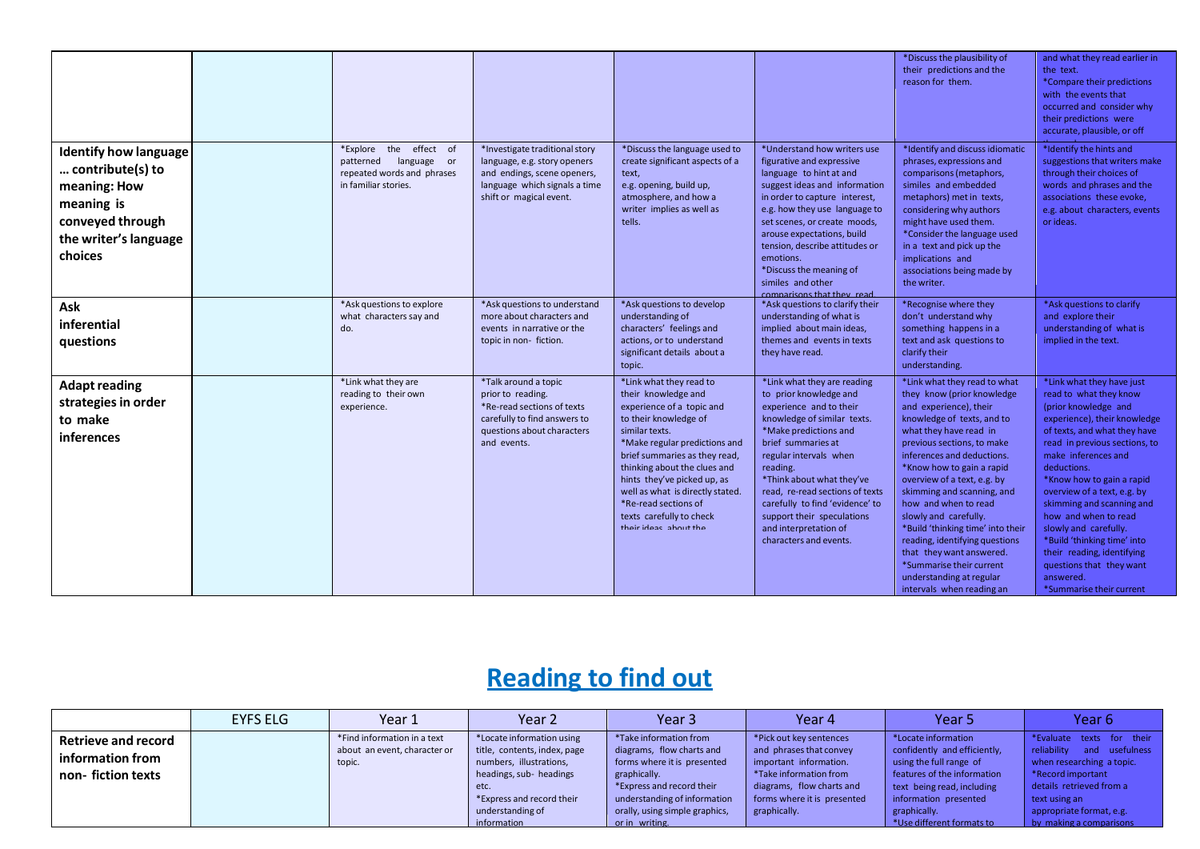| | | | | | | | |
|---|---|---|---|---|---|---|---|
| | | | | | | *Discuss the plausibility of their predictions and the reason for them. | and what they read earlier in the text. *Compare their predictions with the events that occurred and consider why their predictions were accurate, plausible, or off |
| **Identify how language … contribute(s) to meaning: How meaning is conveyed through the writer's language choices** | | *Explore the effect of patterned language or repeated words and phrases in familiar stories. | *Investigate traditional story language, e.g. story openers and endings, scene openers, language which signals a time shift or magical event. | *Discuss the language used to create significant aspects of a text, e.g. opening, build up, atmosphere, and how a writer implies as well as tells. | *Understand how writers use figurative and expressive language to hint at and suggest ideas and information in order to capture interest, e.g. how they use language to set scenes, or create moods, arouse expectations, build tension, describe attitudes or emotions. *Discuss the meaning of similes and other comparisons that they read | *Identify and discuss idiomatic phrases, expressions and comparisons (metaphors, similes and embedded metaphors) met in texts, considering why authors might have used them. *Consider the language used in a text and pick up the implications and associations being made by the writer. | *Identify the hints and suggestions that writers make through their choices of words and phrases and the associations these evoke, e.g. about characters, events or ideas. |
| **Ask inferential questions** | | *Ask questions to explore what characters say and do. | *Ask questions to understand more about characters and events in narrative or the topic in non- fiction. | *Ask questions to develop understanding of characters' feelings and actions, or to understand significant details about a topic. | *Ask questions to clarify their understanding of what is implied about main ideas, themes and events in texts they have read. | *Recognise where they don't understand why something happens in a text and ask questions to clarify their understanding. | *Ask questions to clarify and explore their understanding of what is implied in the text. |
| **Adapt reading strategies in order to make inferences** | | *Link what they are reading to their own experience. | *Talk around a topic prior to reading. *Re-read sections of texts carefully to find answers to questions about characters and events. | *Link what they read to their knowledge and experience of a topic and to their knowledge of similar texts. *Make regular predictions and brief summaries as they read, thinking about the clues and hints they've picked up, as well as what is directly stated. *Re-read sections of texts carefully to check their ideas about the | *Link what they are reading to prior knowledge and experience and to their knowledge of similar texts. *Make predictions and brief summaries at regular intervals when reading. *Think about what they've read, re-read sections of texts carefully to find 'evidence' to support their speculations and interpretation of characters and events. | *Link what they read to what they know (prior knowledge and experience), their knowledge of texts, and to what they have read in previous sections, to make inferences and deductions. *Know how to gain a rapid overview of a text, e.g. by skimming and scanning, and how and when to read slowly and carefully. *Build 'thinking time' into their reading, identifying questions that they want answered. *Summarise their current understanding at regular intervals when reading an | *Link what they have just read to what they know (prior knowledge and experience), their knowledge of texts, and what they have read in previous sections, to make inferences and deductions. *Know how to gain a rapid overview of a text, e.g. by skimming and scanning and how and when to read slowly and carefully. *Build 'thinking time' into their reading, identifying questions that they want answered. *Summarise their current |

# Reading to find out

| | EYFS ELG | Year 1 | Year 2 | Year 3 | Year 4 | Year 5 | Year 6 |
|---|---|---|---|---|---|---|---|
| **Retrieve and record information from non- fiction texts** | | *Find information in a text about an event, character or topic. | *Locate information using title, contents, index, page numbers, illustrations, headings, sub- headings etc. *Express and record their understanding of information | *Take information from diagrams, flow charts and forms where it is presented graphically. *Express and record their understanding of information orally, using simple graphics, or in writing. | *Pick out key sentences and phrases that convey important information. *Take information from diagrams, flow charts and forms where it is presented graphically. | *Locate information confidently and efficiently, using the full range of features of the information text being read, including information presented graphically. *Use different formats to | *Evaluate texts for their reliability and usefulness when researching a topic. *Record important details retrieved from a text using an appropriate format, e.g. by making a comparisons |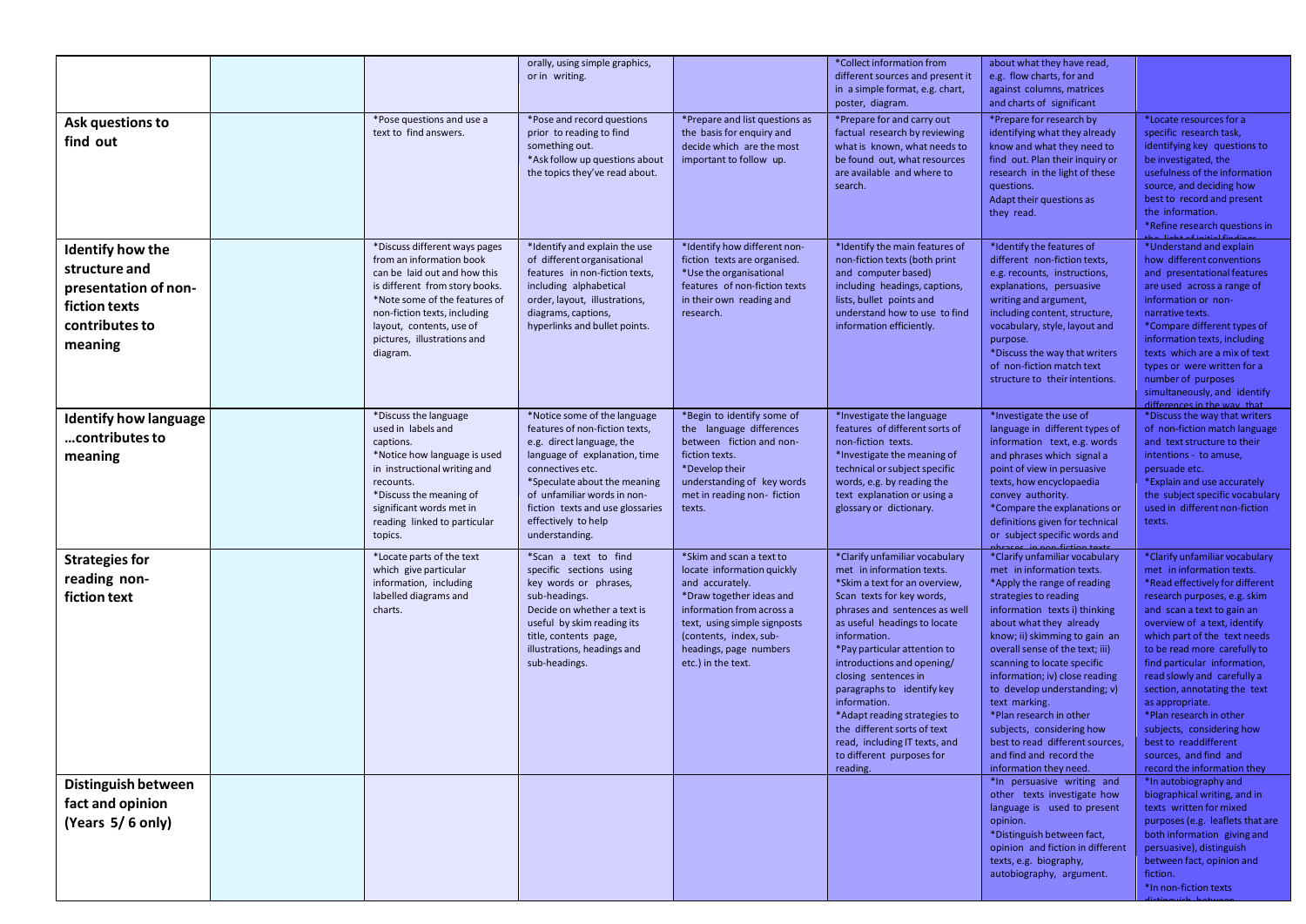| | | | | | | | |
|---|---|---|---|---|---|---|---|
| | | | orally, using simple graphics, or in writing. | | *Collect information from different sources and present it in a simple format, e.g. chart, poster, diagram. | about what they have read, e.g. flow charts, for and against columns, matrices and charts of significant | |
| **Ask questions to find out** | | *Pose questions and use a text to find answers. | *Pose and record questions prior to reading to find something out.<br>*Ask follow up questions about the topics they've read about. | *Prepare and list questions as the basis for enquiry and decide which are the most important to follow up. | *Prepare for and carry out factual research by reviewing what is known, what needs to be found out, what resources are available and where to search. | *Prepare for research by identifying what they already know and what they need to find out. Plan their inquiry or research in the light of these questions.<br>Adapt their questions as they read. | *Locate resources for a specific research task, identifying key questions to be investigated, the usefulness of the information source, and deciding how best to record and present the information.<br>*Refine research questions in the light of initial findings |
| **Identify how the structure and presentation of non-fiction texts contributes to meaning** | | *Discuss different ways pages from an information book can be laid out and how this is different from story books.<br>*Note some of the features of non-fiction texts, including layout, contents, use of pictures, illustrations and diagram. | *Identify and explain the use of different organisational features in non-fiction texts, including alphabetical order, layout, illustrations, diagrams, captions, hyperlinks and bullet points. | *Identify how different non-fiction texts are organised.<br>*Use the organisational features of non-fiction texts in their own reading and research. | *Identify the main features of non-fiction texts (both print and computer based) including headings, captions, lists, bullet points and understand how to use to find information efficiently. | *Identify the features of different non-fiction texts, e.g. recounts, instructions, explanations, persuasive writing and argument, including content, structure, vocabulary, style, layout and purpose.<br>*Discuss the way that writers of non-fiction match text structure to their intentions. | *Understand and explain how different conventions and presentational features are used across a range of information or non-narrative texts.<br>*Compare different types of information texts, including texts which are a mix of text types or were written for a number of purposes simultaneously, and identify differences in the way that |
| **Identify how language …contributes to meaning** | | *Discuss the language used in labels and captions.<br>*Notice how language is used in instructional writing and recounts.<br>*Discuss the meaning of significant words met in reading linked to particular topics. | *Notice some of the language features of non-fiction texts, e.g. direct language, the language of explanation, time connectives etc.<br>*Speculate about the meaning of unfamiliar words in non-fiction texts and use glossaries effectively to help understanding. | *Begin to identify some of the language differences between fiction and non-fiction texts.<br>*Develop their understanding of key words met in reading non- fiction texts. | *Investigate the language features of different sorts of non-fiction texts.<br>*Investigate the meaning of technical or subject specific words, e.g. by reading the text explanation or using a glossary or dictionary. | *Investigate the use of language in different types of information text, e.g. words and phrases which signal a point of view in persuasive texts, how encyclopaedia convey authority.<br>*Compare the explanations or definitions given for technical or subject specific words and phrases in non-fiction texts | *Discuss the way that writers of non-fiction match language and text structure to their intentions - to amuse, persuade etc.<br>*Explain and use accurately the subject specific vocabulary used in different non-fiction texts. |
| **Strategies for reading non-fiction text** | | *Locate parts of the text which give particular information, including labelled diagrams and charts. | *Scan a text to find specific sections using key words or phrases, sub-headings.<br>Decide on whether a text is useful by skim reading its title, contents page, illustrations, headings and sub-headings. | *Skim and scan a text to locate information quickly and accurately.<br>*Draw together ideas and information from across a text, using simple signposts (contents, index, sub-headings, page numbers etc.) in the text. | *Clarify unfamiliar vocabulary met in information texts.<br>*Skim a text for an overview, Scan texts for key words, phrases and sentences as well as useful headings to locate information.<br>*Pay particular attention to introductions and opening/ closing sentences in paragraphs to identify key information.<br>*Adapt reading strategies to the different sorts of text read, including IT texts, and to different purposes for reading. | *Clarify unfamiliar vocabulary met in information texts.<br>*Apply the range of reading strategies to reading information texts i) thinking about what they already know; ii) skimming to gain an overall sense of the text; iii) scanning to locate specific information; iv) close reading to develop understanding; v) text marking.<br>*Plan research in other subjects, considering how best to read different sources, and find and record the information they need. | *Clarify unfamiliar vocabulary met in information texts.<br>*Read effectively for different research purposes, e.g. skim and scan a text to gain an overview of a text, identify which part of the text needs to be read more carefully to find particular information, read slowly and carefully a section, annotating the text as appropriate.<br>*Plan research in other subjects, considering how best to readdifferent sources, and find and record the information they |
| **Distinguish between fact and opinion (Years 5/ 6 only)** | | | | | | *In persuasive writing and other texts investigate how language is used to present opinion.<br>*Distinguish between fact, opinion and fiction in different texts, e.g. biography, autobiography, argument. | *In autobiography and biographical writing, and in texts written for mixed purposes (e.g. leaflets that are both information giving and persuasive), distinguish between fact, opinion and fiction.<br>*In non-fiction texts distinguish between |